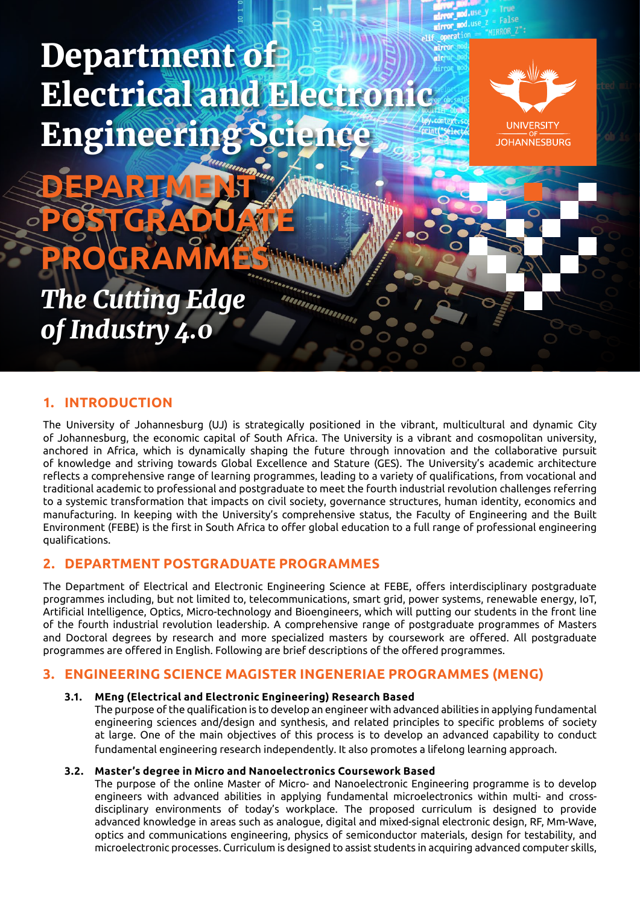# Department of Electrical and Electronic Engineering Science

UNIVERSITY OF JOHANNESBURG

# DEPARTMENT POSTGRADUATE PROGRAMMES

*The Cutting Edge of Industry 4.0*

## 1. INTRODUCTION

The University of Johannesburg (UJ) is strategically positioned in the vibrant, multicultural and dynamic City of Johannesburg, the economic capital of South Africa. The University is a vibrant and cosmopolitan university, anchored in Africa, which is dynamically shaping the future through innovation and the collaborative pursuit of knowledge and striving towards Global Excellence and Stature (GES). The University's academic architecture reflects a comprehensive range of learning programmes, leading to a variety of qualifications, from vocational and traditional academic to professional and postgraduate to meet the fourth industrial revolution challenges referring to a systemic transformation that impacts on civil society, governance structures, human identity, economics and manufacturing. In keeping with the University's comprehensive status, the Faculty of Engineering and the Built Environment (FEBE) is the first in South Africa to offer global education to a full range of professional engineering qualifications.

## 2. DEPARTMENT POSTGRADUATE PROGRAMMES

The Department of Electrical and Electronic Engineering Science at FEBE, offers interdisciplinary postgraduate programmes including, but not limited to, telecommunications, smart grid, power systems, renewable energy, IoT, Artificial Intelligence, Optics, Micro-technology and Bioengineers, which will putting our students in the front line of the fourth industrial revolution leadership. A comprehensive range of postgraduate programmes of Masters and Doctoral degrees by research and more specialized masters by coursework are offered. All postgraduate programmes are offered in English. Following are brief descriptions of the offered programmes.

## 3. ENGINEERING SCIENCE MAGISTER INGENERIAE PROGRAMMES (MENG)

### 3.1. MEng (Electrical and Electronic Engineering) Research Based

The purpose of the qualification is to develop an engineer with advanced abilities in applying fundamental engineering sciences and/design and synthesis, and related principles to specific problems of society at large. One of the main objectives of this process is to develop an advanced capability to conduct fundamental engineering research independently. It also promotes a lifelong learning approach.

### 3.2. Master's degree in Micro and Nanoelectronics Coursework Based

The purpose of the online Master of Micro- and Nanoelectronic Engineering programme is to develop engineers with advanced abilities in applying fundamental microelectronics within multi- and cross-disciplinary environments of today's workplace. The proposed curriculum is designed to provide advanced knowledge in areas such as analogue, digital and mixed-signal electronic design, RF, Mm-Wave, optics and communications engineering, physics of semiconductor materials, design for testability, and microelectronic processes. Curriculum is designed to assist students in acquiring advanced computer skills,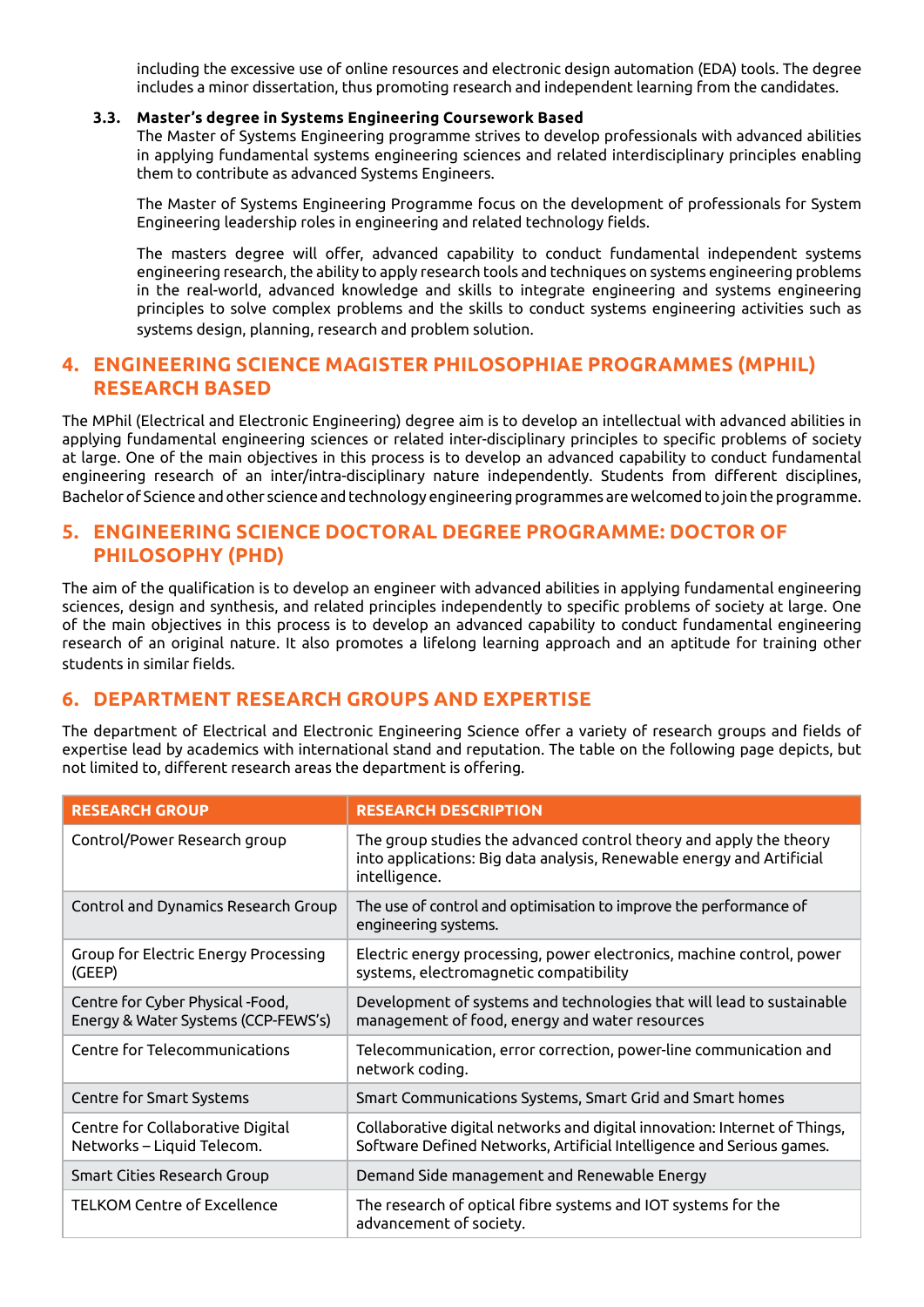including the excessive use of online resources and electronic design automation (EDA) tools. The degree includes a minor dissertation, thus promoting research and independent learning from the candidates.

### 3.3. Master's degree in Systems Engineering Coursework Based

The Master of Systems Engineering programme strives to develop professionals with advanced abilities in applying fundamental systems engineering sciences and related interdisciplinary principles enabling them to contribute as advanced Systems Engineers.

The Master of Systems Engineering Programme focus on the development of professionals for System Engineering leadership roles in engineering and related technology fields.

The masters degree will offer, advanced capability to conduct fundamental independent systems engineering research, the ability to apply research tools and techniques on systems engineering problems in the real-world, advanced knowledge and skills to integrate engineering and systems engineering principles to solve complex problems and the skills to conduct systems engineering activities such as systems design, planning, research and problem solution.

## 4. ENGINEERING SCIENCE MAGISTER PHILOSOPHIAE PROGRAMMES (MPHIL) RESEARCH BASED

The MPhil (Electrical and Electronic Engineering) degree aim is to develop an intellectual with advanced abilities in applying fundamental engineering sciences or related inter-disciplinary principles to specific problems of society at large. One of the main objectives in this process is to develop an advanced capability to conduct fundamental engineering research of an inter/intra-disciplinary nature independently. Students from different disciplines, Bachelor of Science and other science and technology engineering programmes are welcomed to join the programme.

## 5. ENGINEERING SCIENCE DOCTORAL DEGREE PROGRAMME: DOCTOR OF PHILOSOPHY (PHD)

The aim of the qualification is to develop an engineer with advanced abilities in applying fundamental engineering sciences, design and synthesis, and related principles independently to specific problems of society at large. One of the main objectives in this process is to develop an advanced capability to conduct fundamental engineering research of an original nature. It also promotes a lifelong learning approach and an aptitude for training other students in similar fields.

## 6. DEPARTMENT RESEARCH GROUPS AND EXPERTISE

The department of Electrical and Electronic Engineering Science offer a variety of research groups and fields of expertise lead by academics with international stand and reputation. The table on the following page depicts, but not limited to, different research areas the department is offering.

| RESEARCH GROUP | RESEARCH DESCRIPTION |
|---|---|
| Control/Power Research group | The group studies the advanced control theory and apply the theory into applications: Big data analysis, Renewable energy and Artificial intelligence. |
| Control and Dynamics Research Group | The use of control and optimisation to improve the performance of engineering systems. |
| Group for Electric Energy Processing (GEEP) | Electric energy processing, power electronics, machine control, power systems, electromagnetic compatibility |
| Centre for Cyber Physical -Food, Energy & Water Systems (CCP-FEWS's) | Development of systems and technologies that will lead to sustainable management of food, energy and water resources |
| Centre for Telecommunications | Telecommunication, error correction, power-line communication and network coding. |
| Centre for Smart Systems | Smart Communications Systems, Smart Grid and Smart homes |
| Centre for Collaborative Digital Networks – Liquid Telecom. | Collaborative digital networks and digital innovation: Internet of Things, Software Defined Networks, Artificial Intelligence and Serious games. |
| Smart Cities Research Group | Demand Side management and Renewable Energy |
| TELKOM Centre of Excellence | The research of optical fibre systems and IOT systems for the advancement of society. |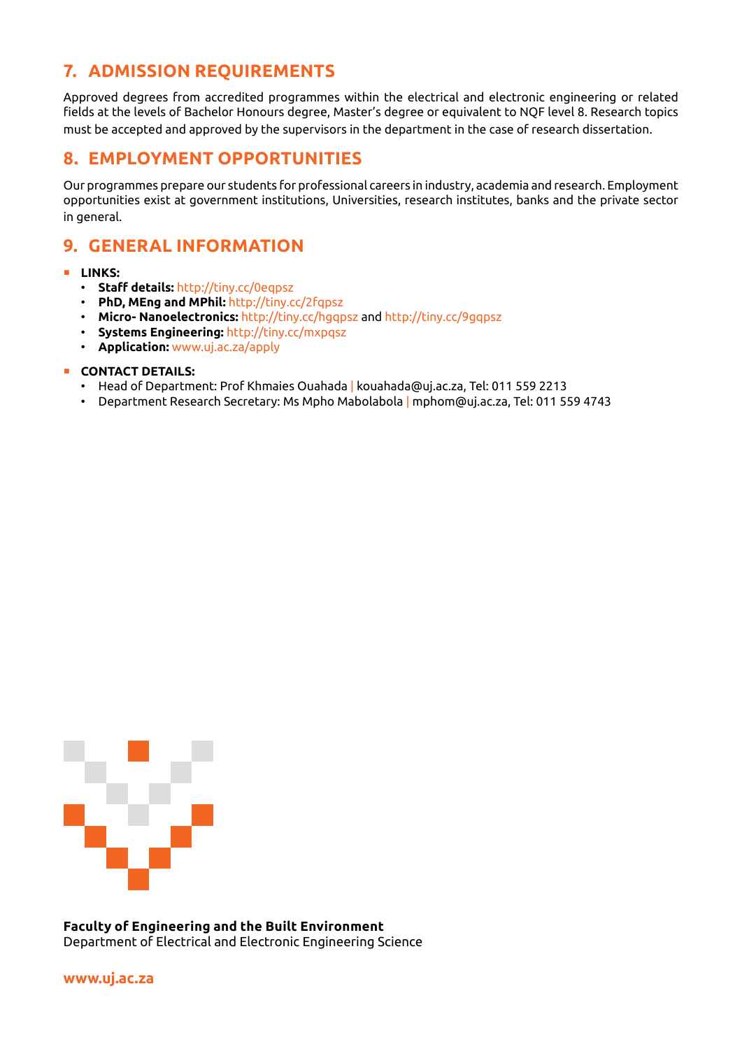## 7. ADMISSION REQUIREMENTS

Approved degrees from accredited programmes within the electrical and electronic engineering or related fields at the levels of Bachelor Honours degree, Master's degree or equivalent to NQF level 8. Research topics must be accepted and approved by the supervisors in the department in the case of research dissertation.

## 8. EMPLOYMENT OPPORTUNITIES

Our programmes prepare our students for professional careers in industry, academia and research. Employment opportunities exist at government institutions, Universities, research institutes, banks and the private sector in general.

## 9. GENERAL INFORMATION

- **LINKS:**
  - **Staff details:** http://tiny.cc/0eqpsz
  - **PhD, MEng and MPhil:** http://tiny.cc/2fqpsz
  - **Micro- Nanoelectronics:** http://tiny.cc/hgqpsz and http://tiny.cc/9gqpsz
  - **Systems Engineering:** http://tiny.cc/mxpqsz
  - **Application:** www.uj.ac.za/apply

- **CONTACT DETAILS:**
  - Head of Department: Prof Khmaies Ouahada | kouahada@uj.ac.za, Tel: 011 559 2213
  - Department Research Secretary: Ms Mpho Mabolabola | mphom@uj.ac.za, Tel: 011 559 4743

**Faculty of Engineering and the Built Environment**
Department of Electrical and Electronic Engineering Science

**www.uj.ac.za**